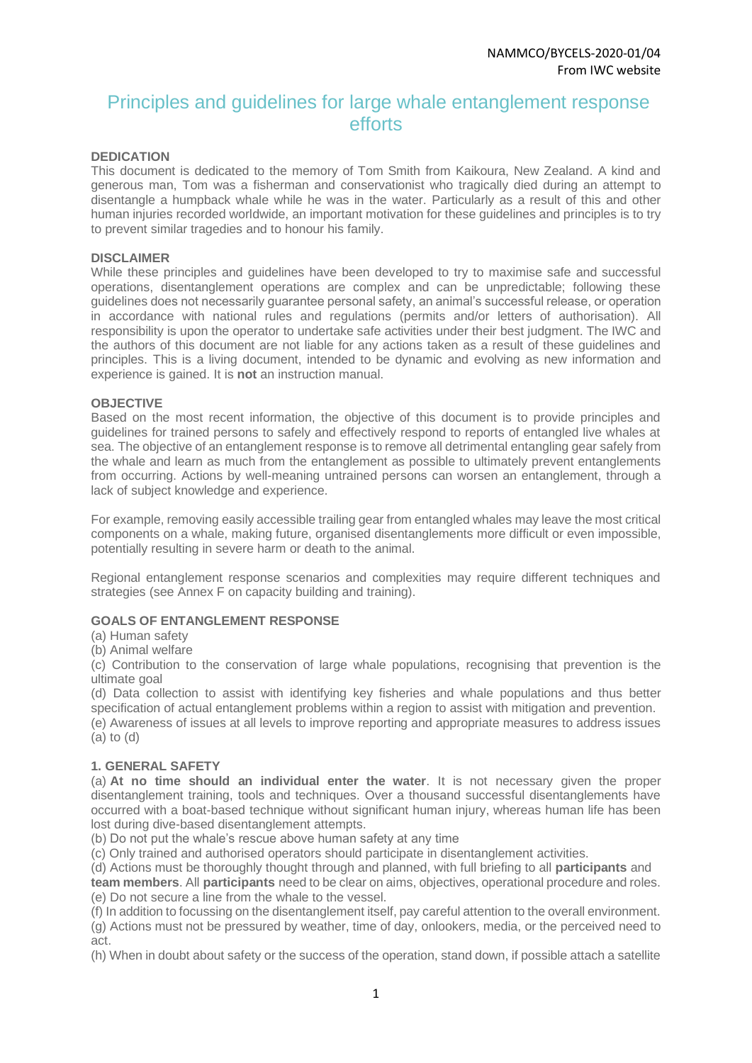NAMMCO/BYCELS-2020-01/04
From IWC website

# Principles and guidelines for large whale entanglement response efforts

**DEDICATION**

This document is dedicated to the memory of Tom Smith from Kaikoura, New Zealand. A kind and generous man, Tom was a fisherman and conservationist who tragically died during an attempt to disentangle a humpback whale while he was in the water. Particularly as a result of this and other human injuries recorded worldwide, an important motivation for these guidelines and principles is to try to prevent similar tragedies and to honour his family.

**DISCLAIMER**

While these principles and guidelines have been developed to try to maximise safe and successful operations, disentanglement operations are complex and can be unpredictable; following these guidelines does not necessarily guarantee personal safety, an animal's successful release, or operation in accordance with national rules and regulations (permits and/or letters of authorisation). All responsibility is upon the operator to undertake safe activities under their best judgment. The IWC and the authors of this document are not liable for any actions taken as a result of these guidelines and principles. This is a living document, intended to be dynamic and evolving as new information and experience is gained. It is **not** an instruction manual.

**OBJECTIVE**

Based on the most recent information, the objective of this document is to provide principles and guidelines for trained persons to safely and effectively respond to reports of entangled live whales at sea. The objective of an entanglement response is to remove all detrimental entangling gear safely from the whale and learn as much from the entanglement as possible to ultimately prevent entanglements from occurring. Actions by well-meaning untrained persons can worsen an entanglement, through a lack of subject knowledge and experience.

For example, removing easily accessible trailing gear from entangled whales may leave the most critical components on a whale, making future, organised disentanglements more difficult or even impossible, potentially resulting in severe harm or death to the animal.

Regional entanglement response scenarios and complexities may require different techniques and strategies (see Annex F on capacity building and training).

**GOALS OF ENTANGLEMENT RESPONSE**

(a) Human safety
(b) Animal welfare
(c) Contribution to the conservation of large whale populations, recognising that prevention is the ultimate goal
(d) Data collection to assist with identifying key fisheries and whale populations and thus better specification of actual entanglement problems within a region to assist with mitigation and prevention.
(e) Awareness of issues at all levels to improve reporting and appropriate measures to address issues (a) to (d)

**1. GENERAL SAFETY**

(a) **At no time should an individual enter the water**. It is not necessary given the proper disentanglement training, tools and techniques. Over a thousand successful disentanglements have occurred with a boat-based technique without significant human injury, whereas human life has been lost during dive-based disentanglement attempts.
(b) Do not put the whale's rescue above human safety at any time
(c) Only trained and authorised operators should participate in disentanglement activities.
(d) Actions must be thoroughly thought through and planned, with full briefing to all **participants** and **team members**. All **participants** need to be clear on aims, objectives, operational procedure and roles.
(e) Do not secure a line from the whale to the vessel.
(f) In addition to focussing on the disentanglement itself, pay careful attention to the overall environment.
(g) Actions must not be pressured by weather, time of day, onlookers, media, or the perceived need to act.
(h) When in doubt about safety or the success of the operation, stand down, if possible attach a satellite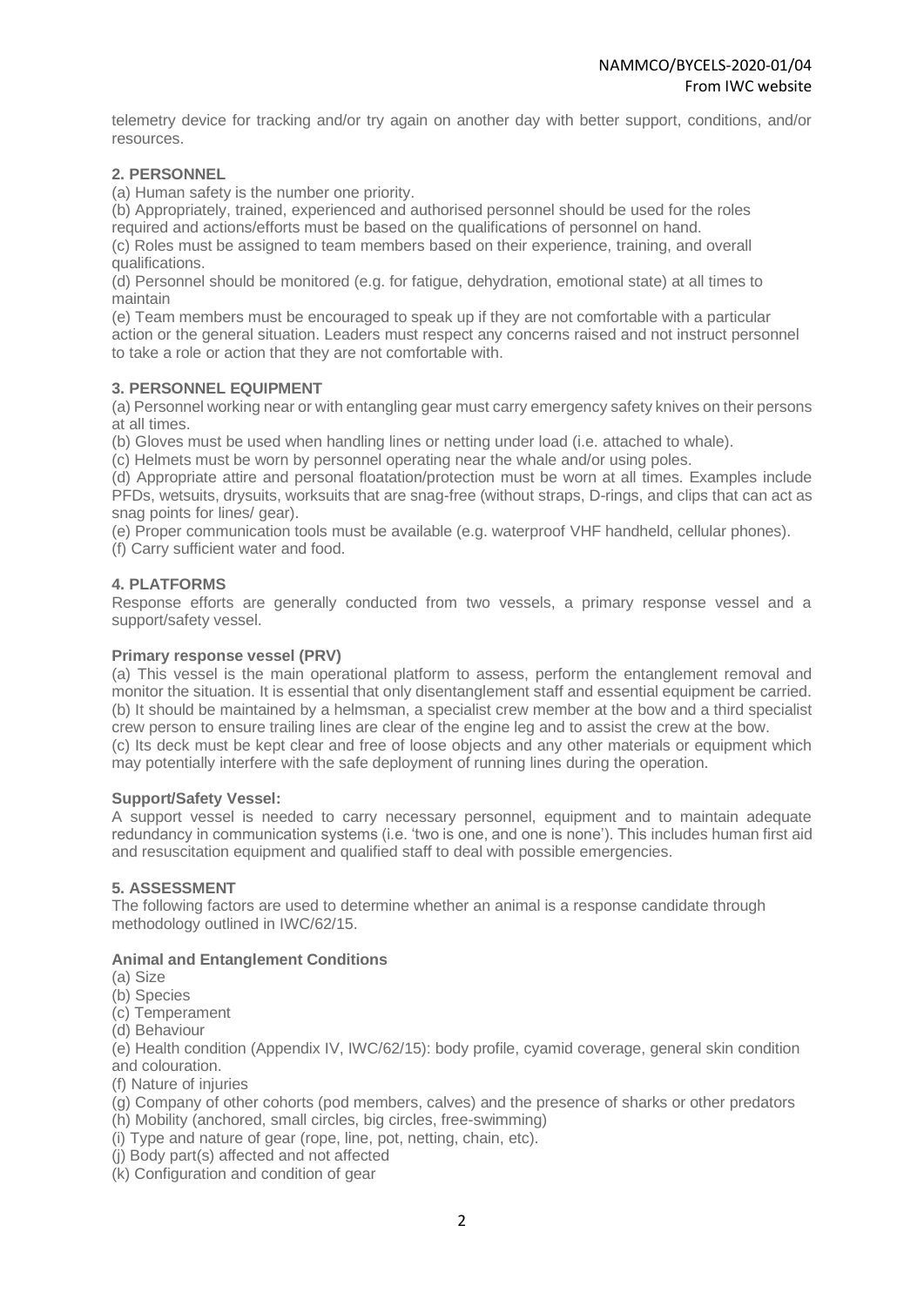telemetry device for tracking and/or try again on another day with better support, conditions, and/or resources.

### 2. PERSONNEL

(a) Human safety is the number one priority.
(b) Appropriately, trained, experienced and authorised personnel should be used for the roles required and actions/efforts must be based on the qualifications of personnel on hand.
(c) Roles must be assigned to team members based on their experience, training, and overall qualifications.
(d) Personnel should be monitored (e.g. for fatigue, dehydration, emotional state) at all times to maintain
(e) Team members must be encouraged to speak up if they are not comfortable with a particular action or the general situation. Leaders must respect any concerns raised and not instruct personnel to take a role or action that they are not comfortable with.

### 3. PERSONNEL EQUIPMENT

(a) Personnel working near or with entangling gear must carry emergency safety knives on their persons at all times.
(b) Gloves must be used when handling lines or netting under load (i.e. attached to whale).
(c) Helmets must be worn by personnel operating near the whale and/or using poles.
(d) Appropriate attire and personal floatation/protection must be worn at all times. Examples include PFDs, wetsuits, drysuits, worksuits that are snag-free (without straps, D-rings, and clips that can act as snag points for lines/ gear).
(e) Proper communication tools must be available (e.g. waterproof VHF handheld, cellular phones).
(f) Carry sufficient water and food.

### 4. PLATFORMS

Response efforts are generally conducted from two vessels, a primary response vessel and a support/safety vessel.

#### Primary response vessel (PRV)

(a) This vessel is the main operational platform to assess, perform the entanglement removal and monitor the situation. It is essential that only disentanglement staff and essential equipment be carried.
(b) It should be maintained by a helmsman, a specialist crew member at the bow and a third specialist crew person to ensure trailing lines are clear of the engine leg and to assist the crew at the bow.
(c) Its deck must be kept clear and free of loose objects and any other materials or equipment which may potentially interfere with the safe deployment of running lines during the operation.

#### Support/Safety Vessel:

A support vessel is needed to carry necessary personnel, equipment and to maintain adequate redundancy in communication systems (i.e. 'two is one, and one is none'). This includes human first aid and resuscitation equipment and qualified staff to deal with possible emergencies.

### 5. ASSESSMENT

The following factors are used to determine whether an animal is a response candidate through methodology outlined in IWC/62/15.

#### Animal and Entanglement Conditions

(a) Size
(b) Species
(c) Temperament
(d) Behaviour
(e) Health condition (Appendix IV, IWC/62/15): body profile, cyamid coverage, general skin condition and colouration.
(f) Nature of injuries
(g) Company of other cohorts (pod members, calves) and the presence of sharks or other predators
(h) Mobility (anchored, small circles, big circles, free-swimming)
(i) Type and nature of gear (rope, line, pot, netting, chain, etc).
(j) Body part(s) affected and not affected
(k) Configuration and condition of gear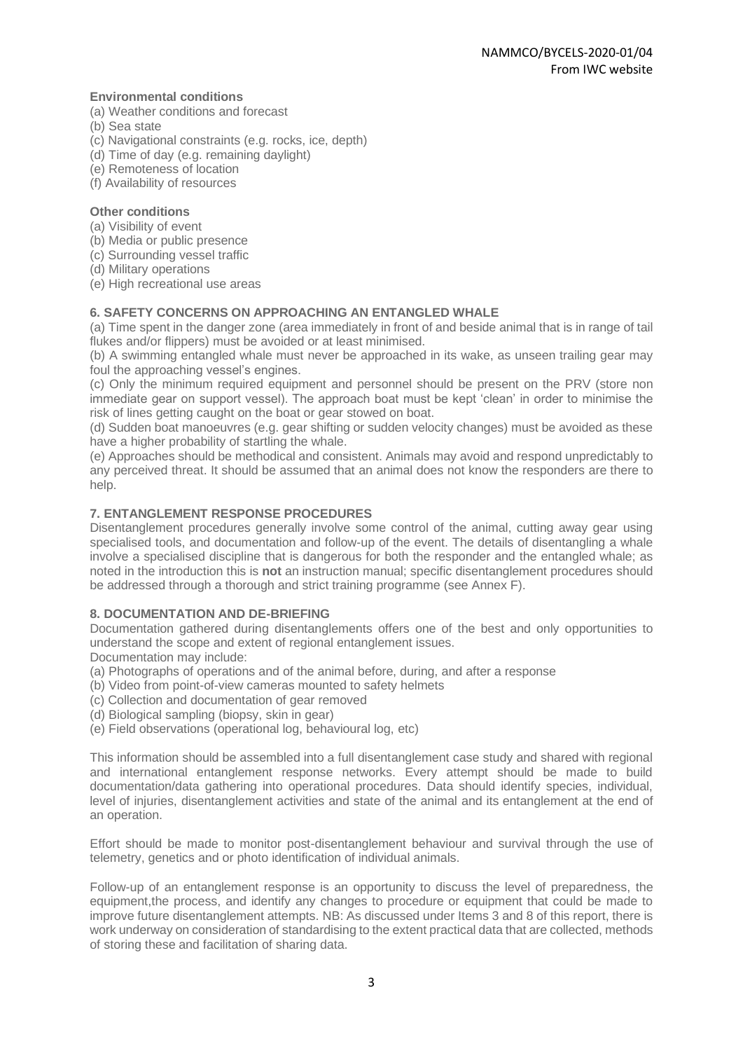**Environmental conditions**

(a) Weather conditions and forecast
(b) Sea state
(c) Navigational constraints (e.g. rocks, ice, depth)
(d) Time of day (e.g. remaining daylight)
(e) Remoteness of location
(f) Availability of resources

**Other conditions**

(a) Visibility of event
(b) Media or public presence
(c) Surrounding vessel traffic
(d) Military operations
(e) High recreational use areas

### 6. SAFETY CONCERNS ON APPROACHING AN ENTANGLED WHALE

(a) Time spent in the danger zone (area immediately in front of and beside animal that is in range of tail flukes and/or flippers) must be avoided or at least minimised.
(b) A swimming entangled whale must never be approached in its wake, as unseen trailing gear may foul the approaching vessel's engines.
(c) Only the minimum required equipment and personnel should be present on the PRV (store non immediate gear on support vessel). The approach boat must be kept 'clean' in order to minimise the risk of lines getting caught on the boat or gear stowed on boat.
(d) Sudden boat manoeuvres (e.g. gear shifting or sudden velocity changes) must be avoided as these have a higher probability of startling the whale.
(e) Approaches should be methodical and consistent. Animals may avoid and respond unpredictably to any perceived threat. It should be assumed that an animal does not know the responders are there to help.

### 7. ENTANGLEMENT RESPONSE PROCEDURES

Disentanglement procedures generally involve some control of the animal, cutting away gear using specialised tools, and documentation and follow-up of the event. The details of disentangling a whale involve a specialised discipline that is dangerous for both the responder and the entangled whale; as noted in the introduction this is **not** an instruction manual; specific disentanglement procedures should be addressed through a thorough and strict training programme (see Annex F).

### 8. DOCUMENTATION AND DE-BRIEFING

Documentation gathered during disentanglements offers one of the best and only opportunities to understand the scope and extent of regional entanglement issues.

Documentation may include:

(a) Photographs of operations and of the animal before, during, and after a response
(b) Video from point-of-view cameras mounted to safety helmets
(c) Collection and documentation of gear removed
(d) Biological sampling (biopsy, skin in gear)
(e) Field observations (operational log, behavioural log, etc)

This information should be assembled into a full disentanglement case study and shared with regional and international entanglement response networks. Every attempt should be made to build documentation/data gathering into operational procedures. Data should identify species, individual, level of injuries, disentanglement activities and state of the animal and its entanglement at the end of an operation.

Effort should be made to monitor post-disentanglement behaviour and survival through the use of telemetry, genetics and or photo identification of individual animals.

Follow-up of an entanglement response is an opportunity to discuss the level of preparedness, the equipment,the process, and identify any changes to procedure or equipment that could be made to improve future disentanglement attempts. NB: As discussed under Items 3 and 8 of this report, there is work underway on consideration of standardising to the extent practical data that are collected, methods of storing these and facilitation of sharing data.